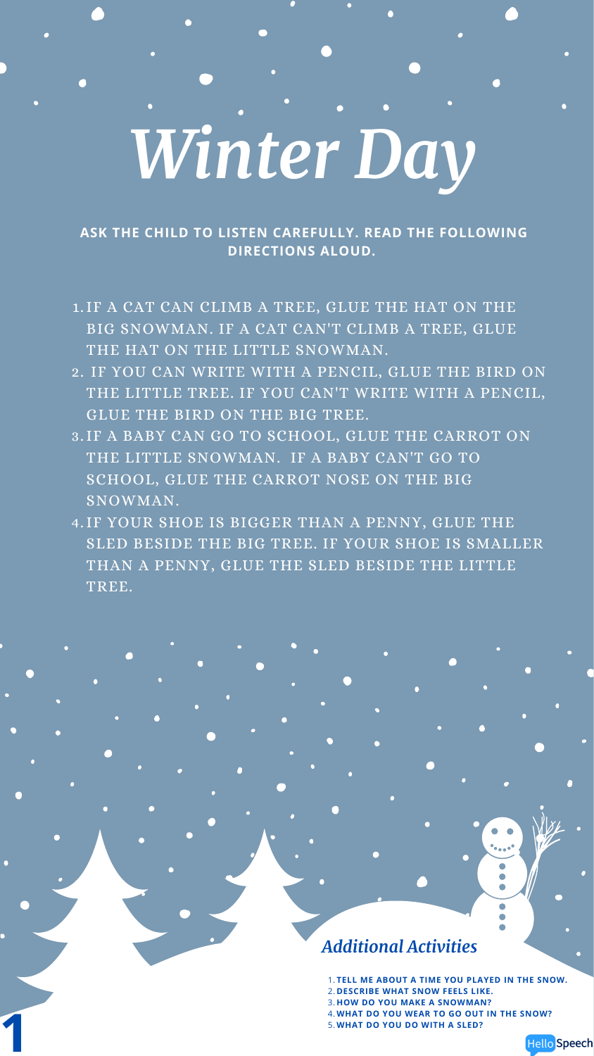# Winter Day

**ASK THE CHILD TO LISTEN CAREFULLY. READ THE FOLLOWING DIRECTIONS ALOUD.**

1. IF A CAT CAN CLIMB A TREE, GLUE THE HAT ON THE BIG SNOWMAN. IF A CAT CAN'T CLIMB A TREE, GLUE THE HAT ON THE LITTLE SNOWMAN.
2. IF YOU CAN WRITE WITH A PENCIL, GLUE THE BIRD ON THE LITTLE TREE. IF YOU CAN'T WRITE WITH A PENCIL, GLUE THE BIRD ON THE BIG TREE.
3. IF A BABY CAN GO TO SCHOOL, GLUE THE CARROT ON THE LITTLE SNOWMAN. IF A BABY CAN'T GO TO SCHOOL, GLUE THE CARROT NOSE ON THE BIG SNOWMAN.
4. IF YOUR SHOE IS BIGGER THAN A PENNY, GLUE THE SLED BESIDE THE BIG TREE. IF YOUR SHOE IS SMALLER THAN A PENNY, GLUE THE SLED BESIDE THE LITTLE TREE.

## *Additional Activities*

1. **TELL ME ABOUT A TIME YOU PLAYED IN THE SNOW.**
2. **DESCRIBE WHAT SNOW FEELS LIKE.**
3. **HOW DO YOU MAKE A SNOWMAN?**
4. **WHAT DO YOU WEAR TO GO OUT IN THE SNOW?**
5. **WHAT DO YOU DO WITH A SLED?**

HelloSpeech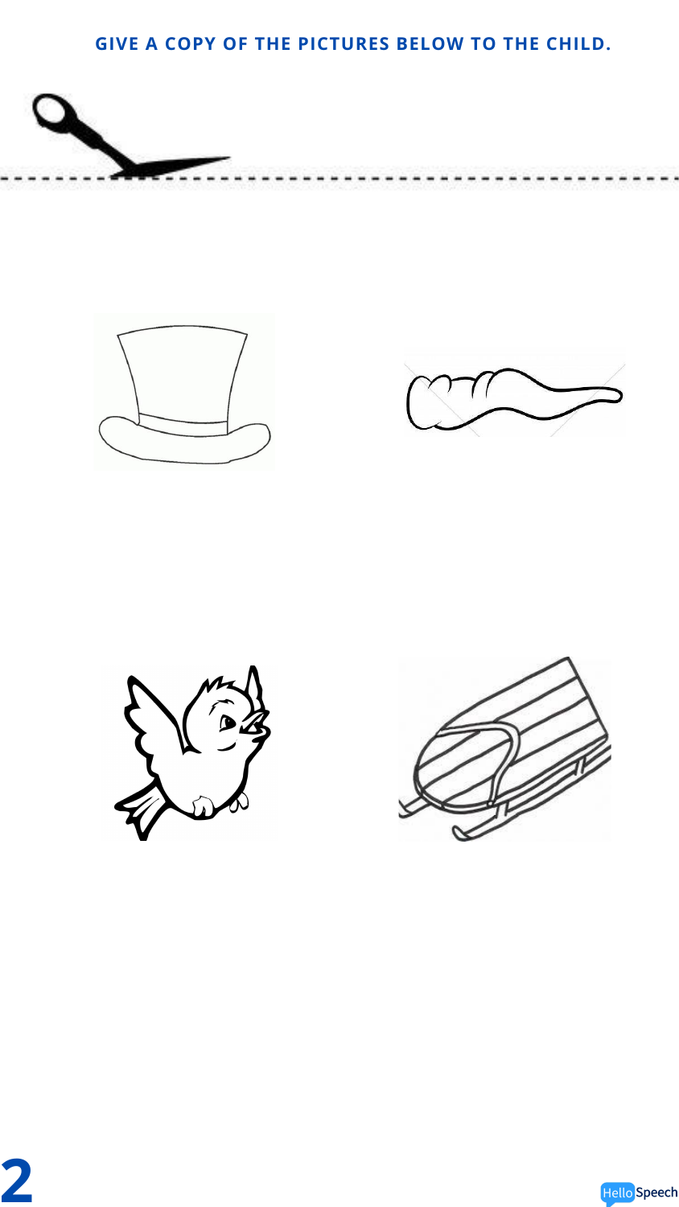GIVE A COPY OF THE PICTURES BELOW TO THE CHILD.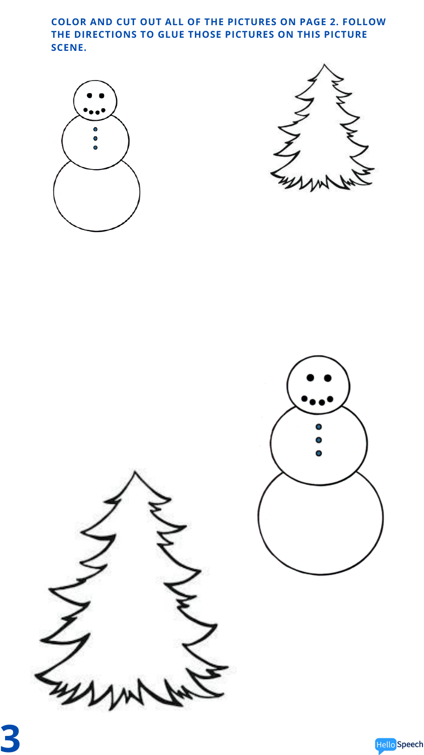**COLOR AND CUT OUT ALL OF THE PICTURES ON PAGE 2. FOLLOW THE DIRECTIONS TO GLUE THOSE PICTURES ON THIS PICTURE SCENE.**